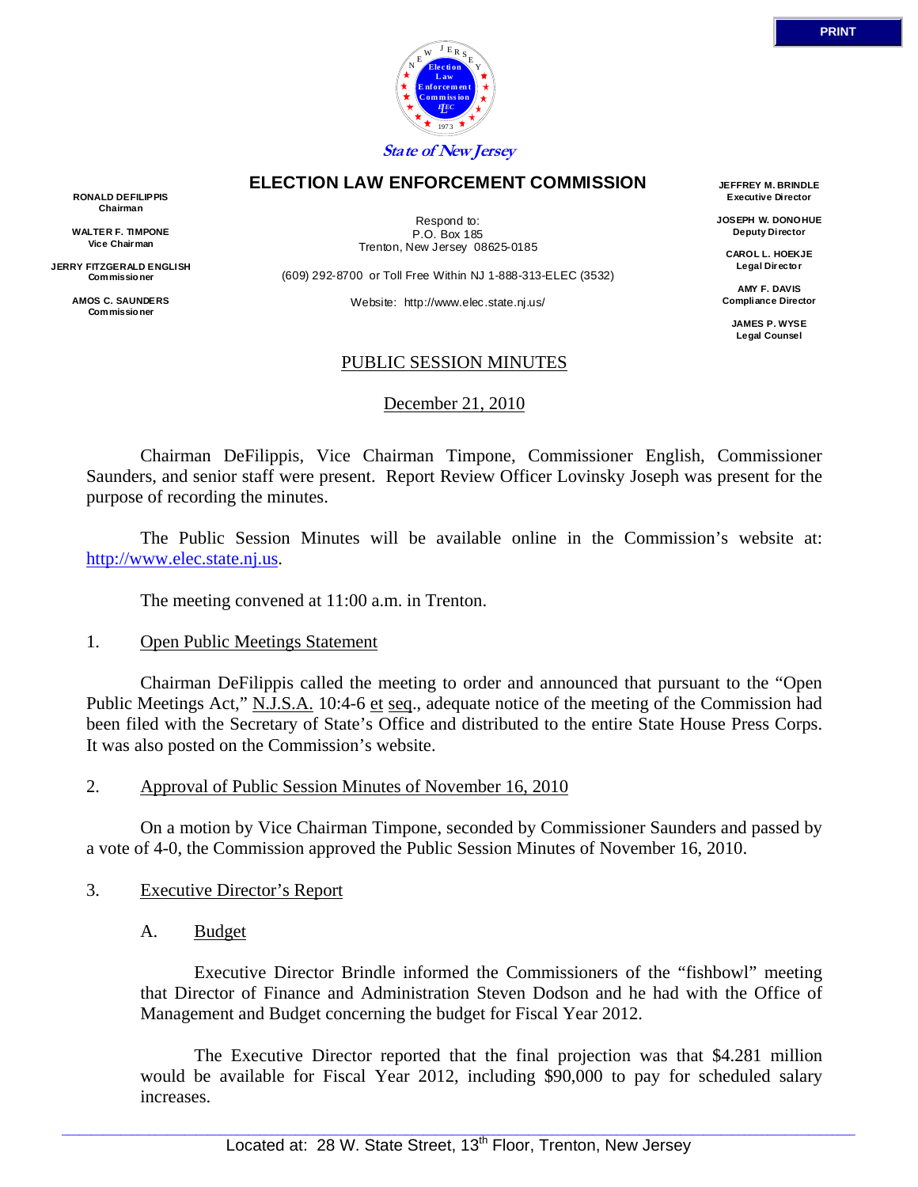State of New Jersey

**ELECTION LAW ENFORCEMENT COMMISSION**

**RONALD DEFILIPPIS**
Chairman

**WALTER F. TIMPONE**
Vice Chairman

**JERRY FITZGERALD ENGLISH**
Commissioner

**AMOS C. SAUNDERS**
Commissioner

Respond to:
P.O. Box 185
Trenton, New Jersey 08625-0185

(609) 292-8700 or Toll Free Within NJ 1-888-313-ELEC (3532)

Website: http://www.elec.state.nj.us/

**JEFFREY M. BRINDLE**
Executive Director

**JOSEPH W. DONOHUE**
Deputy Director

**CAROL L. HOEKJE**
Legal Director

**AMY F. DAVIS**
Compliance Director

**JAMES P. WYSE**
Legal Counsel

PUBLIC SESSION MINUTES

December 21, 2010

Chairman DeFilippis, Vice Chairman Timpone, Commissioner English, Commissioner Saunders, and senior staff were present. Report Review Officer Lovinsky Joseph was present for the purpose of recording the minutes.

The Public Session Minutes will be available online in the Commission's website at: http://www.elec.state.nj.us.

The meeting convened at 11:00 a.m. in Trenton.

1. Open Public Meetings Statement

Chairman DeFilippis called the meeting to order and announced that pursuant to the "Open Public Meetings Act," N.J.S.A. 10:4-6 et seq., adequate notice of the meeting of the Commission had been filed with the Secretary of State's Office and distributed to the entire State House Press Corps. It was also posted on the Commission's website.

2. Approval of Public Session Minutes of November 16, 2010

On a motion by Vice Chairman Timpone, seconded by Commissioner Saunders and passed by a vote of 4-0, the Commission approved the Public Session Minutes of November 16, 2010.

3. Executive Director's Report

A. Budget

Executive Director Brindle informed the Commissioners of the "fishbowl" meeting that Director of Finance and Administration Steven Dodson and he had with the Office of Management and Budget concerning the budget for Fiscal Year 2012.

The Executive Director reported that the final projection was that $4.281 million would be available for Fiscal Year 2012, including $90,000 to pay for scheduled salary increases.

Located at: 28 W. State Street, 13th Floor, Trenton, New Jersey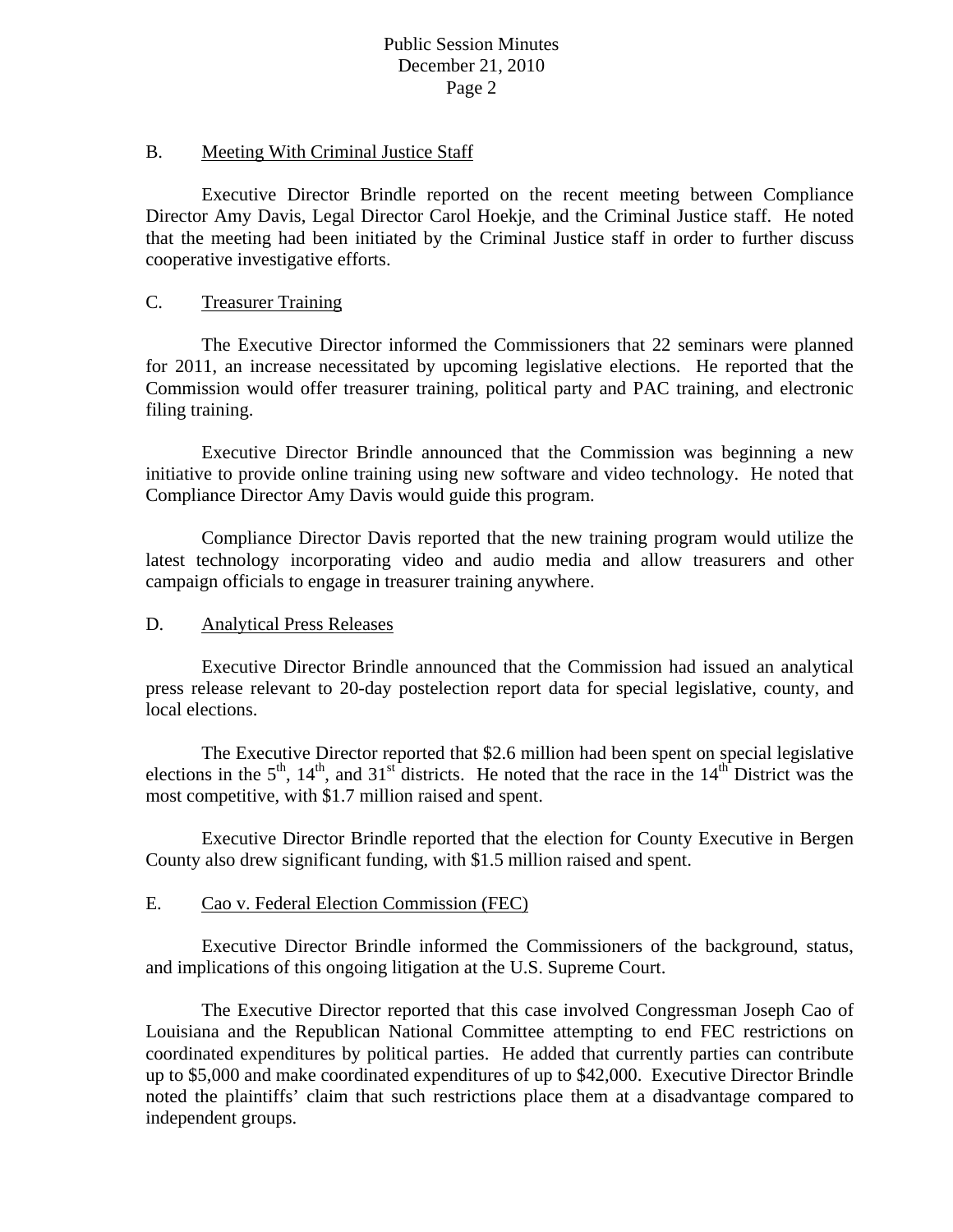### B. Meeting With Criminal Justice Staff

Executive Director Brindle reported on the recent meeting between Compliance Director Amy Davis, Legal Director Carol Hoekje, and the Criminal Justice staff. He noted that the meeting had been initiated by the Criminal Justice staff in order to further discuss cooperative investigative efforts.

### C. Treasurer Training

The Executive Director informed the Commissioners that 22 seminars were planned for 2011, an increase necessitated by upcoming legislative elections. He reported that the Commission would offer treasurer training, political party and PAC training, and electronic filing training.

Executive Director Brindle announced that the Commission was beginning a new initiative to provide online training using new software and video technology. He noted that Compliance Director Amy Davis would guide this program.

Compliance Director Davis reported that the new training program would utilize the latest technology incorporating video and audio media and allow treasurers and other campaign officials to engage in treasurer training anywhere.

### D. Analytical Press Releases

Executive Director Brindle announced that the Commission had issued an analytical press release relevant to 20-day postelection report data for special legislative, county, and local elections.

The Executive Director reported that $2.6 million had been spent on special legislative elections in the 5th, 14th, and 31st districts. He noted that the race in the 14th District was the most competitive, with $1.7 million raised and spent.

Executive Director Brindle reported that the election for County Executive in Bergen County also drew significant funding, with $1.5 million raised and spent.

### E. Cao v. Federal Election Commission (FEC)

Executive Director Brindle informed the Commissioners of the background, status, and implications of this ongoing litigation at the U.S. Supreme Court.

The Executive Director reported that this case involved Congressman Joseph Cao of Louisiana and the Republican National Committee attempting to end FEC restrictions on coordinated expenditures by political parties. He added that currently parties can contribute up to $5,000 and make coordinated expenditures of up to $42,000. Executive Director Brindle noted the plaintiffs' claim that such restrictions place them at a disadvantage compared to independent groups.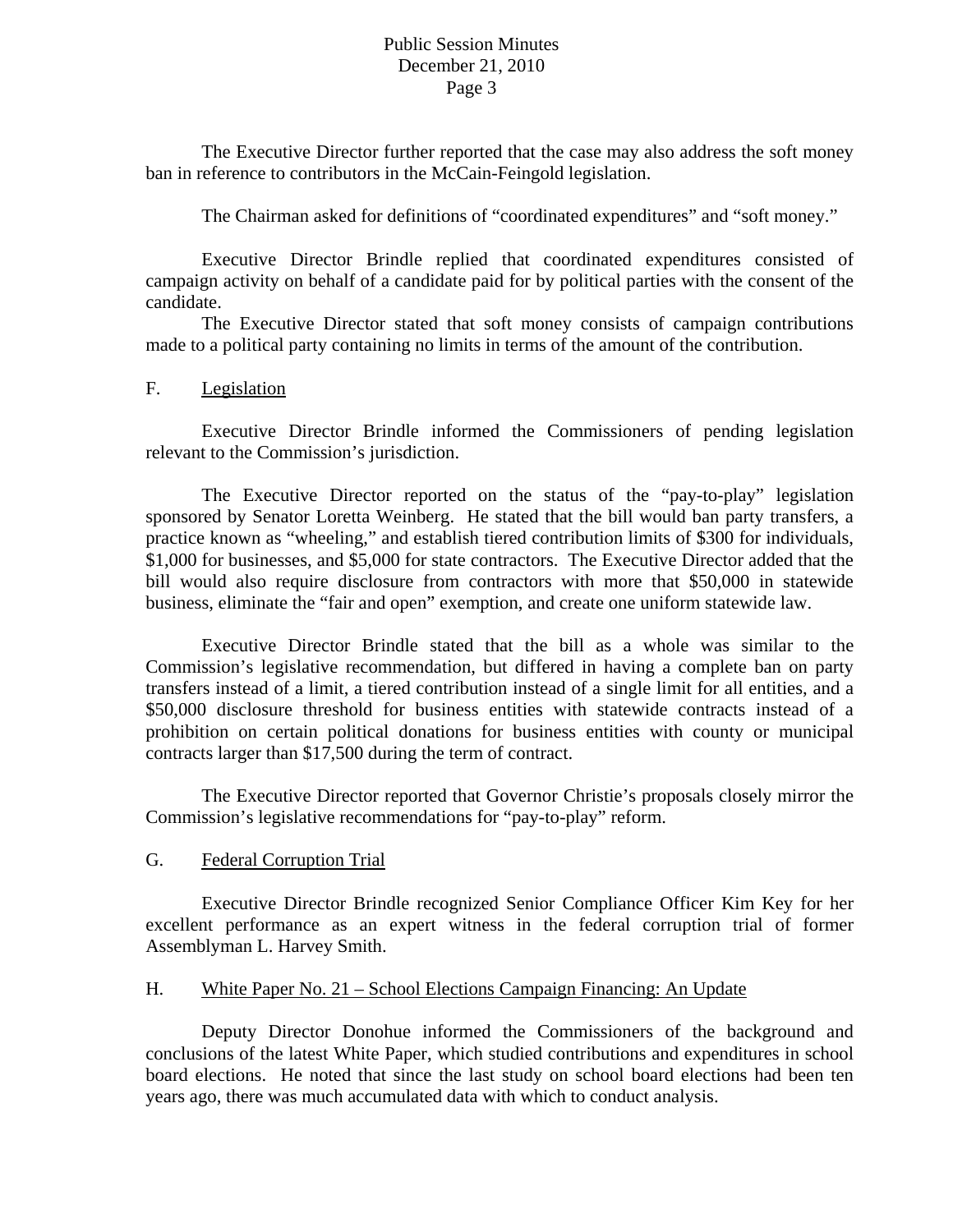The Executive Director further reported that the case may also address the soft money ban in reference to contributors in the McCain-Feingold legislation.

The Chairman asked for definitions of "coordinated expenditures" and "soft money."

Executive Director Brindle replied that coordinated expenditures consisted of campaign activity on behalf of a candidate paid for by political parties with the consent of the candidate.

The Executive Director stated that soft money consists of campaign contributions made to a political party containing no limits in terms of the amount of the contribution.

F. <u>Legislation</u>

Executive Director Brindle informed the Commissioners of pending legislation relevant to the Commission's jurisdiction.

The Executive Director reported on the status of the "pay-to-play" legislation sponsored by Senator Loretta Weinberg. He stated that the bill would ban party transfers, a practice known as "wheeling," and establish tiered contribution limits of $300 for individuals, $1,000 for businesses, and $5,000 for state contractors. The Executive Director added that the bill would also require disclosure from contractors with more that $50,000 in statewide business, eliminate the "fair and open" exemption, and create one uniform statewide law.

Executive Director Brindle stated that the bill as a whole was similar to the Commission's legislative recommendation, but differed in having a complete ban on party transfers instead of a limit, a tiered contribution instead of a single limit for all entities, and a $50,000 disclosure threshold for business entities with statewide contracts instead of a prohibition on certain political donations for business entities with county or municipal contracts larger than $17,500 during the term of contract.

The Executive Director reported that Governor Christie's proposals closely mirror the Commission's legislative recommendations for "pay-to-play" reform.

G. <u>Federal Corruption Trial</u>

Executive Director Brindle recognized Senior Compliance Officer Kim Key for her excellent performance as an expert witness in the federal corruption trial of former Assemblyman L. Harvey Smith.

H. <u>White Paper No. 21 – School Elections Campaign Financing: An Update</u>

Deputy Director Donohue informed the Commissioners of the background and conclusions of the latest White Paper, which studied contributions and expenditures in school board elections. He noted that since the last study on school board elections had been ten years ago, there was much accumulated data with which to conduct analysis.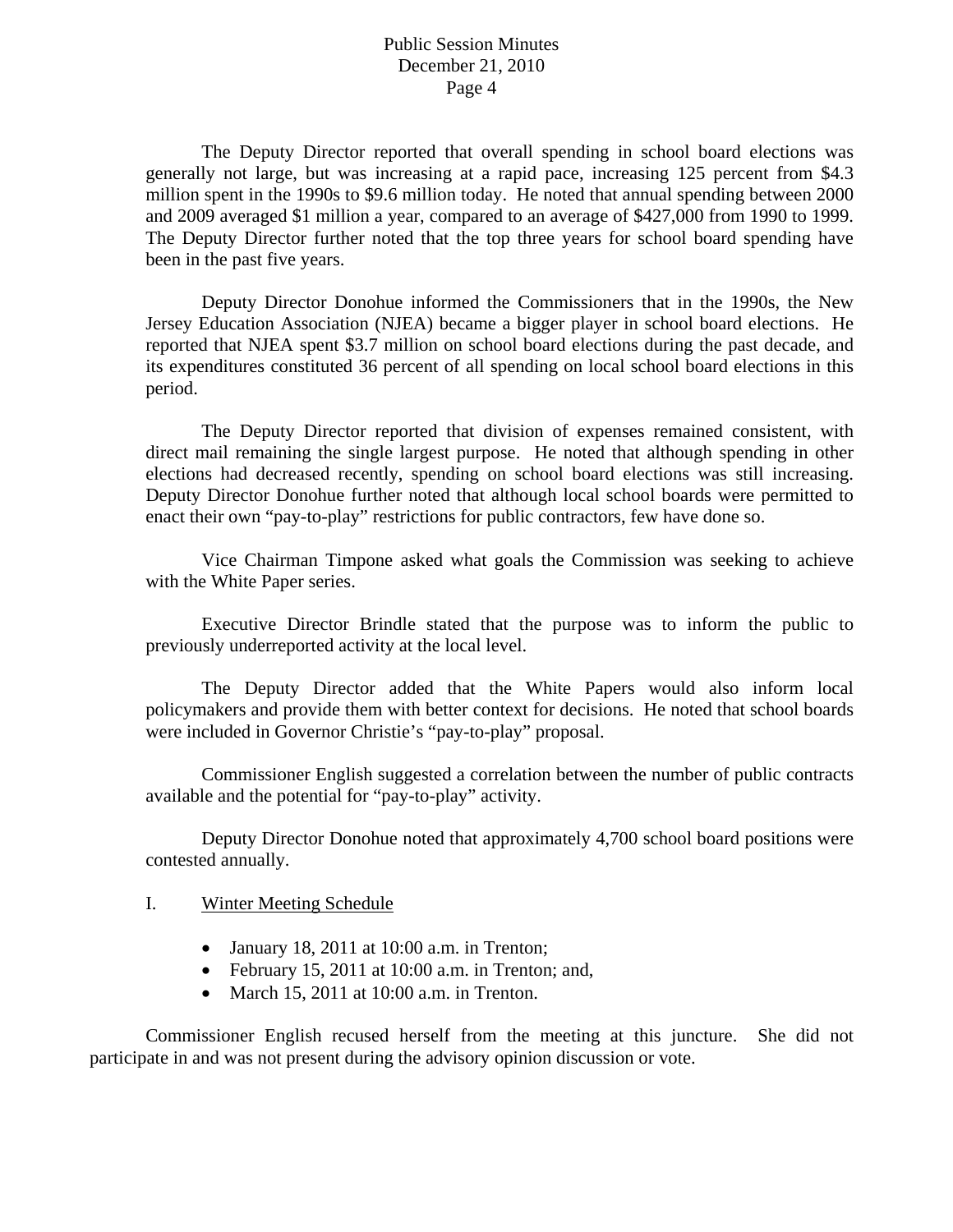The Deputy Director reported that overall spending in school board elections was generally not large, but was increasing at a rapid pace, increasing 125 percent from $4.3 million spent in the 1990s to $9.6 million today. He noted that annual spending between 2000 and 2009 averaged $1 million a year, compared to an average of $427,000 from 1990 to 1999. The Deputy Director further noted that the top three years for school board spending have been in the past five years.

Deputy Director Donohue informed the Commissioners that in the 1990s, the New Jersey Education Association (NJEA) became a bigger player in school board elections. He reported that NJEA spent $3.7 million on school board elections during the past decade, and its expenditures constituted 36 percent of all spending on local school board elections in this period.

The Deputy Director reported that division of expenses remained consistent, with direct mail remaining the single largest purpose. He noted that although spending in other elections had decreased recently, spending on school board elections was still increasing. Deputy Director Donohue further noted that although local school boards were permitted to enact their own "pay-to-play" restrictions for public contractors, few have done so.

Vice Chairman Timpone asked what goals the Commission was seeking to achieve with the White Paper series.

Executive Director Brindle stated that the purpose was to inform the public to previously underreported activity at the local level.

The Deputy Director added that the White Papers would also inform local policymakers and provide them with better context for decisions. He noted that school boards were included in Governor Christie's "pay-to-play" proposal.

Commissioner English suggested a correlation between the number of public contracts available and the potential for "pay-to-play" activity.

Deputy Director Donohue noted that approximately 4,700 school board positions were contested annually.

I. Winter Meeting Schedule

- January 18, 2011 at 10:00 a.m. in Trenton;
- February 15, 2011 at 10:00 a.m. in Trenton; and,
- March 15, 2011 at 10:00 a.m. in Trenton.

Commissioner English recused herself from the meeting at this juncture. She did not participate in and was not present during the advisory opinion discussion or vote.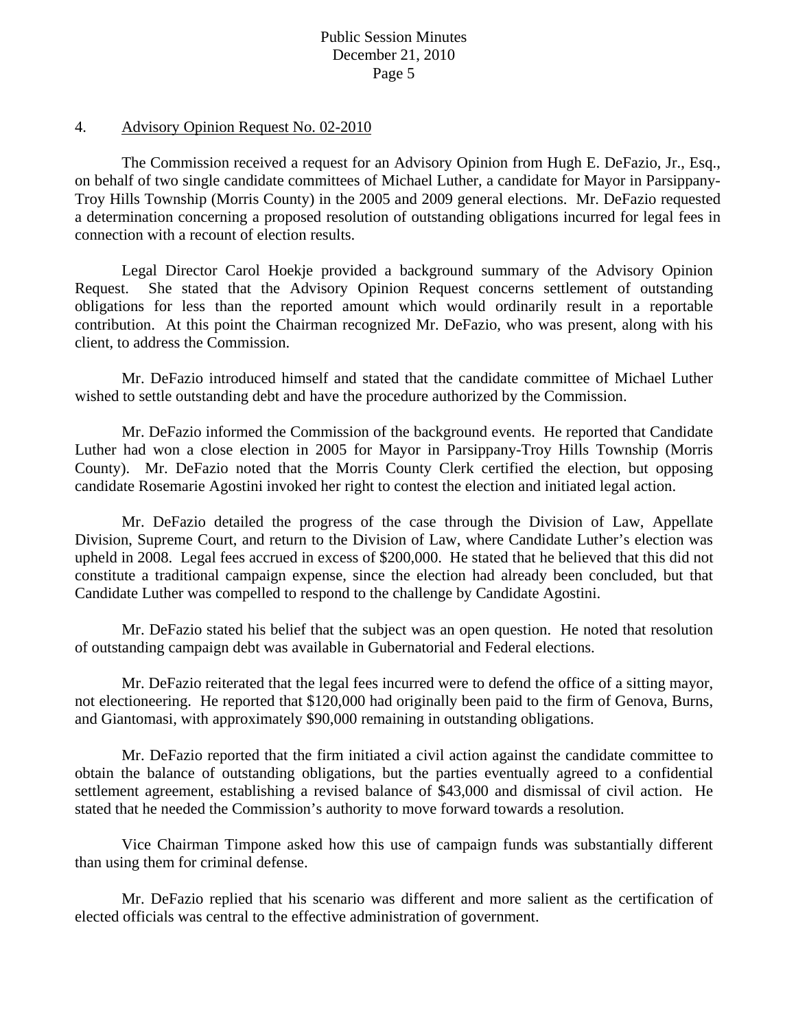4. Advisory Opinion Request No. 02-2010

The Commission received a request for an Advisory Opinion from Hugh E. DeFazio, Jr., Esq., on behalf of two single candidate committees of Michael Luther, a candidate for Mayor in Parsippany-Troy Hills Township (Morris County) in the 2005 and 2009 general elections. Mr. DeFazio requested a determination concerning a proposed resolution of outstanding obligations incurred for legal fees in connection with a recount of election results.

Legal Director Carol Hoekje provided a background summary of the Advisory Opinion Request. She stated that the Advisory Opinion Request concerns settlement of outstanding obligations for less than the reported amount which would ordinarily result in a reportable contribution. At this point the Chairman recognized Mr. DeFazio, who was present, along with his client, to address the Commission.

Mr. DeFazio introduced himself and stated that the candidate committee of Michael Luther wished to settle outstanding debt and have the procedure authorized by the Commission.

Mr. DeFazio informed the Commission of the background events. He reported that Candidate Luther had won a close election in 2005 for Mayor in Parsippany-Troy Hills Township (Morris County). Mr. DeFazio noted that the Morris County Clerk certified the election, but opposing candidate Rosemarie Agostini invoked her right to contest the election and initiated legal action.

Mr. DeFazio detailed the progress of the case through the Division of Law, Appellate Division, Supreme Court, and return to the Division of Law, where Candidate Luther's election was upheld in 2008. Legal fees accrued in excess of $200,000. He stated that he believed that this did not constitute a traditional campaign expense, since the election had already been concluded, but that Candidate Luther was compelled to respond to the challenge by Candidate Agostini.

Mr. DeFazio stated his belief that the subject was an open question. He noted that resolution of outstanding campaign debt was available in Gubernatorial and Federal elections.

Mr. DeFazio reiterated that the legal fees incurred were to defend the office of a sitting mayor, not electioneering. He reported that $120,000 had originally been paid to the firm of Genova, Burns, and Giantomasi, with approximately $90,000 remaining in outstanding obligations.

Mr. DeFazio reported that the firm initiated a civil action against the candidate committee to obtain the balance of outstanding obligations, but the parties eventually agreed to a confidential settlement agreement, establishing a revised balance of $43,000 and dismissal of civil action. He stated that he needed the Commission's authority to move forward towards a resolution.

Vice Chairman Timpone asked how this use of campaign funds was substantially different than using them for criminal defense.

Mr. DeFazio replied that his scenario was different and more salient as the certification of elected officials was central to the effective administration of government.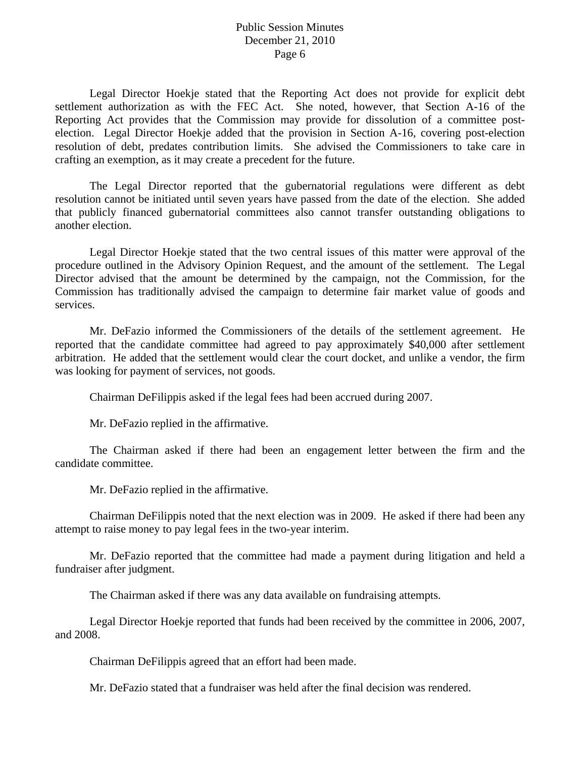Legal Director Hoekje stated that the Reporting Act does not provide for explicit debt settlement authorization as with the FEC Act. She noted, however, that Section A-16 of the Reporting Act provides that the Commission may provide for dissolution of a committee post-election. Legal Director Hoekje added that the provision in Section A-16, covering post-election resolution of debt, predates contribution limits. She advised the Commissioners to take care in crafting an exemption, as it may create a precedent for the future.

The Legal Director reported that the gubernatorial regulations were different as debt resolution cannot be initiated until seven years have passed from the date of the election. She added that publicly financed gubernatorial committees also cannot transfer outstanding obligations to another election.

Legal Director Hoekje stated that the two central issues of this matter were approval of the procedure outlined in the Advisory Opinion Request, and the amount of the settlement. The Legal Director advised that the amount be determined by the campaign, not the Commission, for the Commission has traditionally advised the campaign to determine fair market value of goods and services.

Mr. DeFazio informed the Commissioners of the details of the settlement agreement. He reported that the candidate committee had agreed to pay approximately $40,000 after settlement arbitration. He added that the settlement would clear the court docket, and unlike a vendor, the firm was looking for payment of services, not goods.

Chairman DeFilippis asked if the legal fees had been accrued during 2007.

Mr. DeFazio replied in the affirmative.

The Chairman asked if there had been an engagement letter between the firm and the candidate committee.

Mr. DeFazio replied in the affirmative.

Chairman DeFilippis noted that the next election was in 2009. He asked if there had been any attempt to raise money to pay legal fees in the two-year interim.

Mr. DeFazio reported that the committee had made a payment during litigation and held a fundraiser after judgment.

The Chairman asked if there was any data available on fundraising attempts.

Legal Director Hoekje reported that funds had been received by the committee in 2006, 2007, and 2008.

Chairman DeFilippis agreed that an effort had been made.

Mr. DeFazio stated that a fundraiser was held after the final decision was rendered.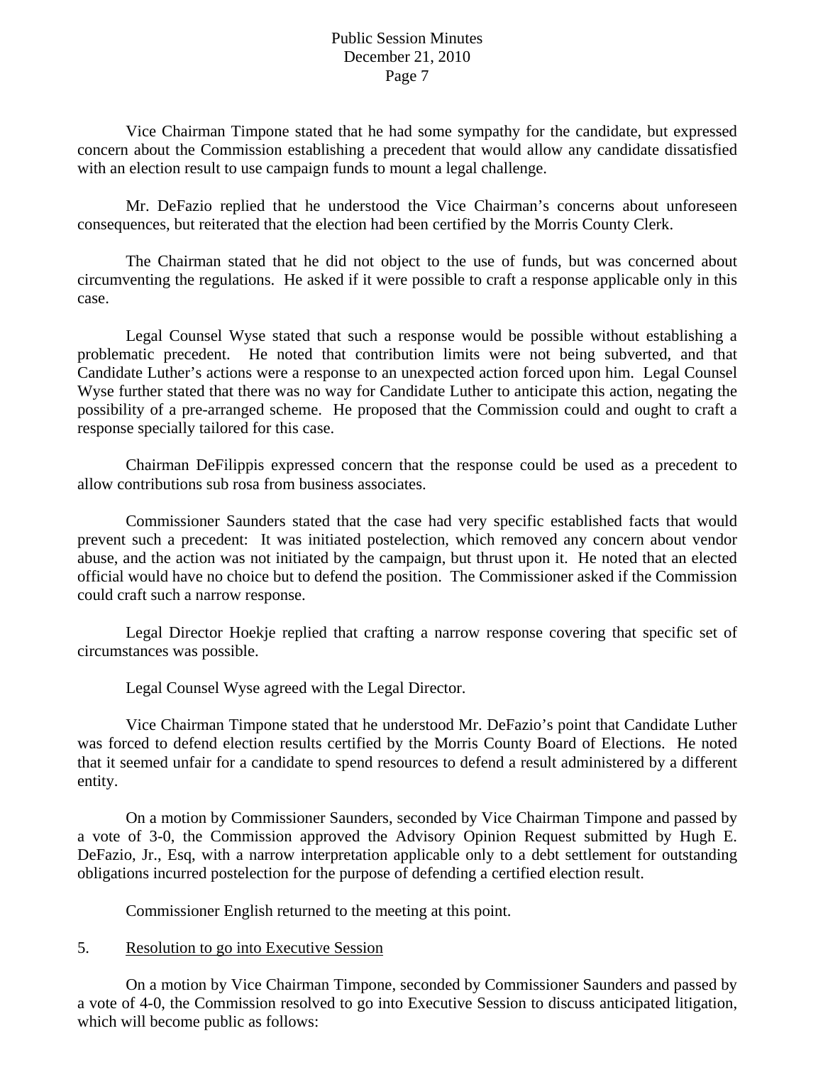Vice Chairman Timpone stated that he had some sympathy for the candidate, but expressed concern about the Commission establishing a precedent that would allow any candidate dissatisfied with an election result to use campaign funds to mount a legal challenge.

Mr. DeFazio replied that he understood the Vice Chairman's concerns about unforeseen consequences, but reiterated that the election had been certified by the Morris County Clerk.

The Chairman stated that he did not object to the use of funds, but was concerned about circumventing the regulations. He asked if it were possible to craft a response applicable only in this case.

Legal Counsel Wyse stated that such a response would be possible without establishing a problematic precedent. He noted that contribution limits were not being subverted, and that Candidate Luther's actions were a response to an unexpected action forced upon him. Legal Counsel Wyse further stated that there was no way for Candidate Luther to anticipate this action, negating the possibility of a pre-arranged scheme. He proposed that the Commission could and ought to craft a response specially tailored for this case.

Chairman DeFilippis expressed concern that the response could be used as a precedent to allow contributions sub rosa from business associates.

Commissioner Saunders stated that the case had very specific established facts that would prevent such a precedent: It was initiated postelection, which removed any concern about vendor abuse, and the action was not initiated by the campaign, but thrust upon it. He noted that an elected official would have no choice but to defend the position. The Commissioner asked if the Commission could craft such a narrow response.

Legal Director Hoekje replied that crafting a narrow response covering that specific set of circumstances was possible.

Legal Counsel Wyse agreed with the Legal Director.

Vice Chairman Timpone stated that he understood Mr. DeFazio's point that Candidate Luther was forced to defend election results certified by the Morris County Board of Elections. He noted that it seemed unfair for a candidate to spend resources to defend a result administered by a different entity.

On a motion by Commissioner Saunders, seconded by Vice Chairman Timpone and passed by a vote of 3-0, the Commission approved the Advisory Opinion Request submitted by Hugh E. DeFazio, Jr., Esq, with a narrow interpretation applicable only to a debt settlement for outstanding obligations incurred postelection for the purpose of defending a certified election result.

Commissioner English returned to the meeting at this point.

5. <u>Resolution to go into Executive Session</u>

On a motion by Vice Chairman Timpone, seconded by Commissioner Saunders and passed by a vote of 4-0, the Commission resolved to go into Executive Session to discuss anticipated litigation, which will become public as follows: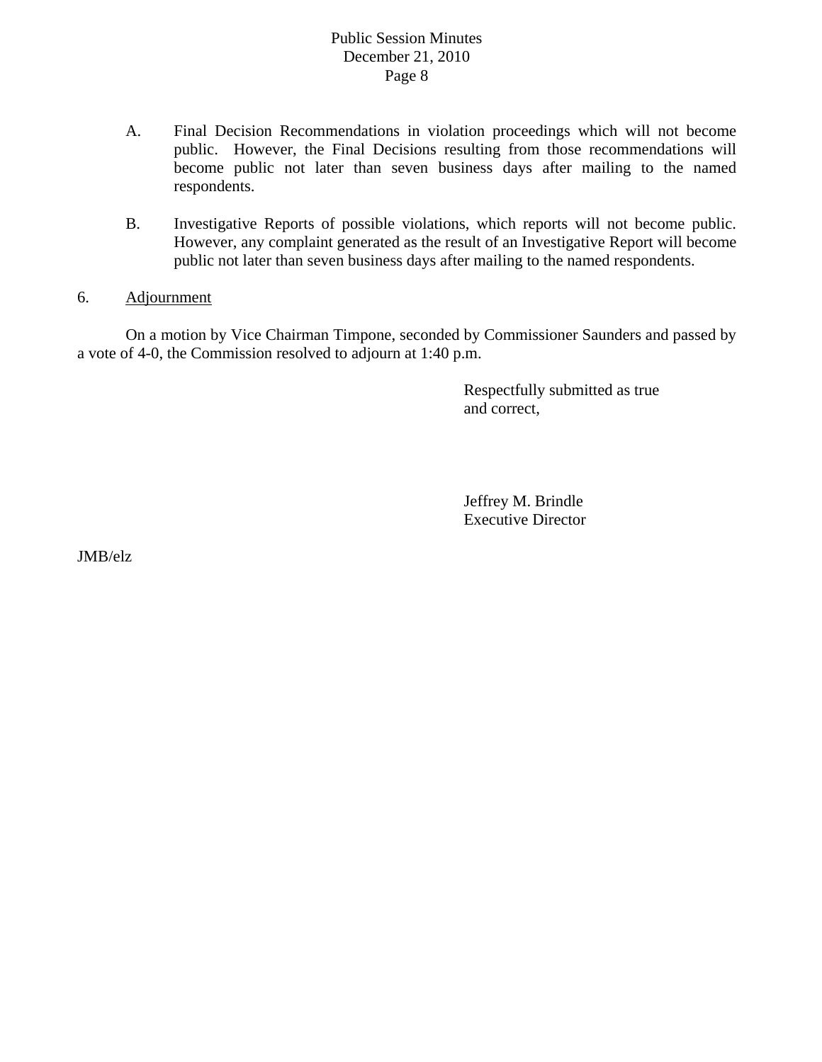A. Final Decision Recommendations in violation proceedings which will not become public. However, the Final Decisions resulting from those recommendations will become public not later than seven business days after mailing to the named respondents.

B. Investigative Reports of possible violations, which reports will not become public. However, any complaint generated as the result of an Investigative Report will become public not later than seven business days after mailing to the named respondents.

6. <u>Adjournment</u>

On a motion by Vice Chairman Timpone, seconded by Commissioner Saunders and passed by a vote of 4-0, the Commission resolved to adjourn at 1:40 p.m.

Respectfully submitted as true and correct,

Jeffrey M. Brindle
Executive Director

JMB/elz